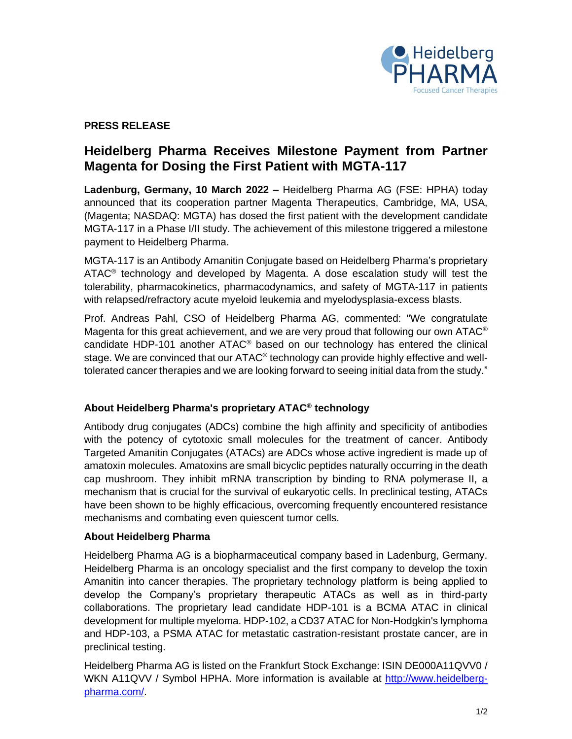**PRESS RELEASE**

# Heidelberg Pharma Receives Milestone Payment from Partner Magenta for Dosing the First Patient with MGTA-117

**Ladenburg, Germany, 10 March 2022 –** Heidelberg Pharma AG (FSE: HPHA) today announced that its cooperation partner Magenta Therapeutics, Cambridge, MA, USA, (Magenta; NASDAQ: MGTA) has dosed the first patient with the development candidate MGTA-117 in a Phase I/II study. The achievement of this milestone triggered a milestone payment to Heidelberg Pharma.

MGTA-117 is an Antibody Amanitin Conjugate based on Heidelberg Pharma's proprietary ATAC® technology and developed by Magenta. A dose escalation study will test the tolerability, pharmacokinetics, pharmacodynamics, and safety of MGTA-117 in patients with relapsed/refractory acute myeloid leukemia and myelodysplasia-excess blasts.

Prof. Andreas Pahl, CSO of Heidelberg Pharma AG, commented: "We congratulate Magenta for this great achievement, and we are very proud that following our own ATAC® candidate HDP-101 another ATAC® based on our technology has entered the clinical stage. We are convinced that our ATAC® technology can provide highly effective and well-tolerated cancer therapies and we are looking forward to seeing initial data from the study."

### About Heidelberg Pharma's proprietary ATAC® technology

Antibody drug conjugates (ADCs) combine the high affinity and specificity of antibodies with the potency of cytotoxic small molecules for the treatment of cancer. Antibody Targeted Amanitin Conjugates (ATACs) are ADCs whose active ingredient is made up of amatoxin molecules. Amatoxins are small bicyclic peptides naturally occurring in the death cap mushroom. They inhibit mRNA transcription by binding to RNA polymerase II, a mechanism that is crucial for the survival of eukaryotic cells. In preclinical testing, ATACs have been shown to be highly efficacious, overcoming frequently encountered resistance mechanisms and combating even quiescent tumor cells.

### About Heidelberg Pharma

Heidelberg Pharma AG is a biopharmaceutical company based in Ladenburg, Germany. Heidelberg Pharma is an oncology specialist and the first company to develop the toxin Amanitin into cancer therapies. The proprietary technology platform is being applied to develop the Company's proprietary therapeutic ATACs as well as in third-party collaborations. The proprietary lead candidate HDP-101 is a BCMA ATAC in clinical development for multiple myeloma. HDP-102, a CD37 ATAC for Non-Hodgkin's lymphoma and HDP-103, a PSMA ATAC for metastatic castration-resistant prostate cancer, are in preclinical testing.

Heidelberg Pharma AG is listed on the Frankfurt Stock Exchange: ISIN DE000A11QVV0 / WKN A11QVV / Symbol HPHA. More information is available at [http://www.heidelberg-pharma.com/](http://www.heidelberg-pharma.com/).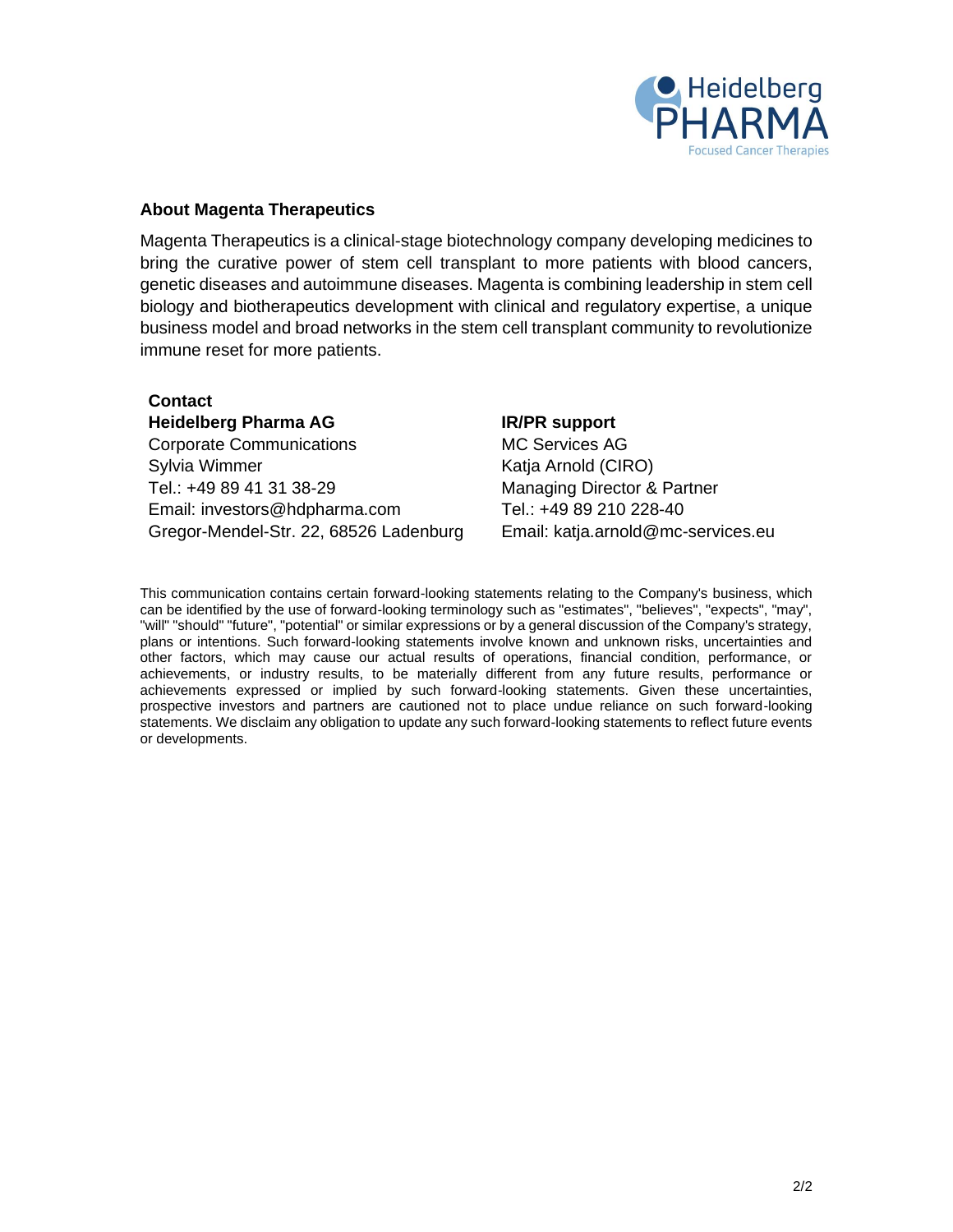### About Magenta Therapeutics

Magenta Therapeutics is a clinical-stage biotechnology company developing medicines to bring the curative power of stem cell transplant to more patients with blood cancers, genetic diseases and autoimmune diseases. Magenta is combining leadership in stem cell biology and biotherapeutics development with clinical and regulatory expertise, a unique business model and broad networks in the stem cell transplant community to revolutionize immune reset for more patients.

**Contact**

**Heidelberg Pharma AG**
Corporate Communications
Sylvia Wimmer
Tel.: +49 89 41 31 38-29
Email: investors@hdpharma.com
Gregor-Mendel-Str. 22, 68526 Ladenburg

**IR/PR support**
MC Services AG
Katja Arnold (CIRO)
Managing Director & Partner
Tel.: +49 89 210 228-40
Email: katja.arnold@mc-services.eu

This communication contains certain forward-looking statements relating to the Company's business, which can be identified by the use of forward-looking terminology such as "estimates", "believes", "expects", "may", "will" "should" "future", "potential" or similar expressions or by a general discussion of the Company's strategy, plans or intentions. Such forward-looking statements involve known and unknown risks, uncertainties and other factors, which may cause our actual results of operations, financial condition, performance, or achievements, or industry results, to be materially different from any future results, performance or achievements expressed or implied by such forward-looking statements. Given these uncertainties, prospective investors and partners are cautioned not to place undue reliance on such forward-looking statements. We disclaim any obligation to update any such forward-looking statements to reflect future events or developments.